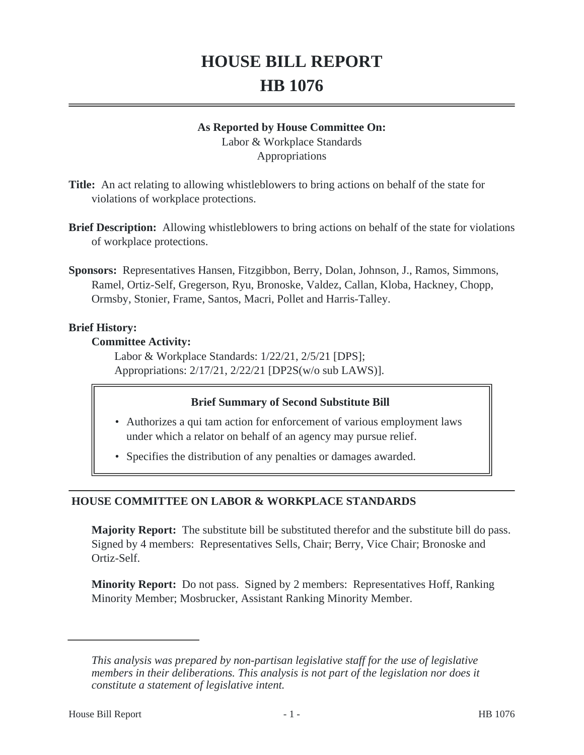# HOUSE BILL REPORT
# HB 1076

**As Reported by House Committee On:**
Labor & Workplace Standards
Appropriations

**Title:** An act relating to allowing whistleblowers to bring actions on behalf of the state for violations of workplace protections.

**Brief Description:** Allowing whistleblowers to bring actions on behalf of the state for violations of workplace protections.

**Sponsors:** Representatives Hansen, Fitzgibbon, Berry, Dolan, Johnson, J., Ramos, Simmons, Ramel, Ortiz-Self, Gregerson, Ryu, Bronoske, Valdez, Callan, Kloba, Hackney, Chopp, Ormsby, Stonier, Frame, Santos, Macri, Pollet and Harris-Talley.

**Brief History:**

**Committee Activity:**

Labor & Workplace Standards: 1/22/21, 2/5/21 [DPS];
Appropriations: 2/17/21, 2/22/21 [DP2S(w/o sub LAWS)].

**Brief Summary of Second Substitute Bill**

- Authorizes a qui tam action for enforcement of various employment laws under which a relator on behalf of an agency may pursue relief.
- Specifies the distribution of any penalties or damages awarded.

## HOUSE COMMITTEE ON LABOR & WORKPLACE STANDARDS

**Majority Report:** The substitute bill be substituted therefor and the substitute bill do pass. Signed by 4 members: Representatives Sells, Chair; Berry, Vice Chair; Bronoske and Ortiz-Self.

**Minority Report:** Do not pass. Signed by 2 members: Representatives Hoff, Ranking Minority Member; Mosbrucker, Assistant Ranking Minority Member.

*This analysis was prepared by non-partisan legislative staff for the use of legislative members in their deliberations. This analysis is not part of the legislation nor does it constitute a statement of legislative intent.*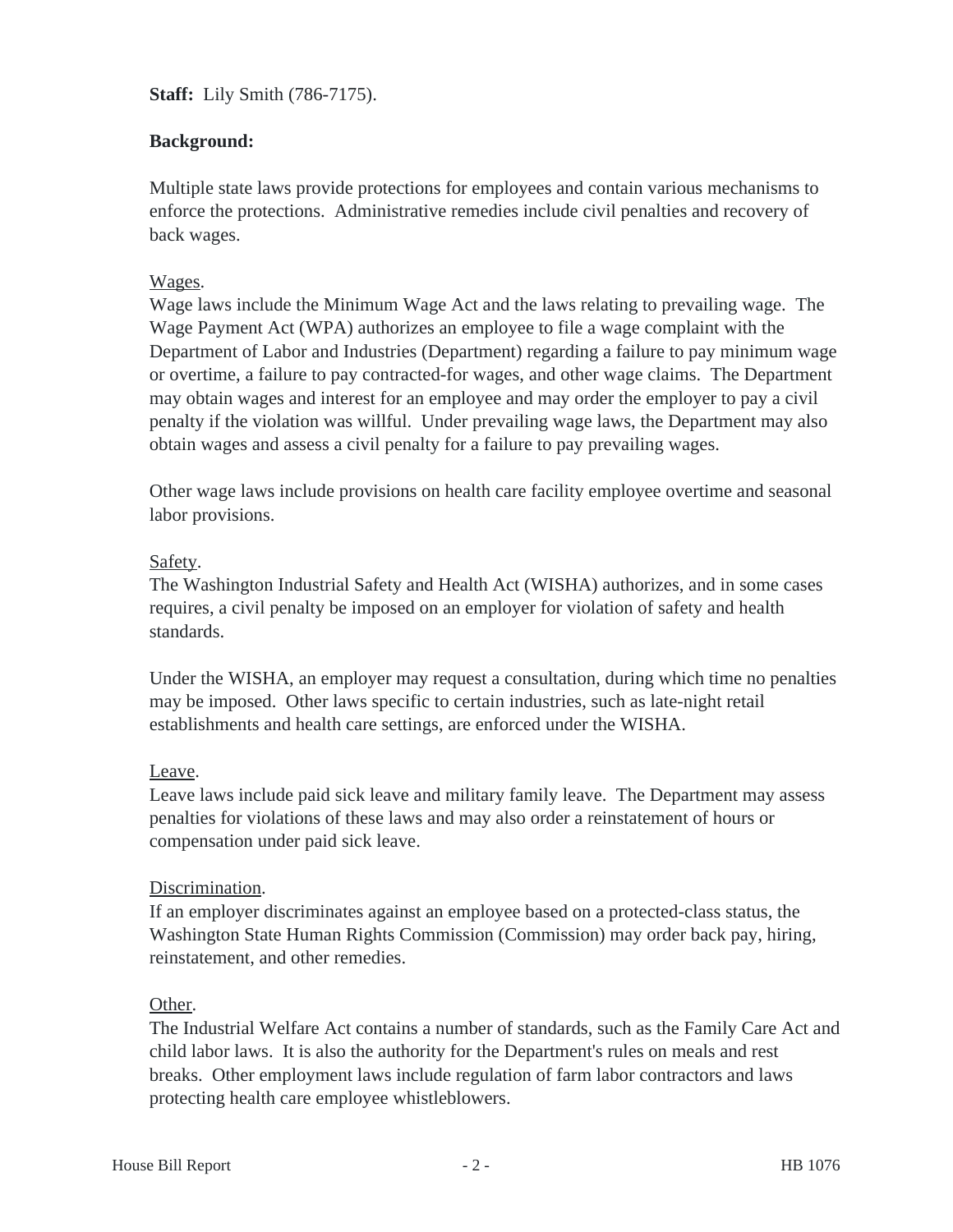**Staff:** Lily Smith (786-7175).

**Background:**

Multiple state laws provide protections for employees and contain various mechanisms to enforce the protections. Administrative remedies include civil penalties and recovery of back wages.

Wages.
Wage laws include the Minimum Wage Act and the laws relating to prevailing wage. The Wage Payment Act (WPA) authorizes an employee to file a wage complaint with the Department of Labor and Industries (Department) regarding a failure to pay minimum wage or overtime, a failure to pay contracted-for wages, and other wage claims. The Department may obtain wages and interest for an employee and may order the employer to pay a civil penalty if the violation was willful. Under prevailing wage laws, the Department may also obtain wages and assess a civil penalty for a failure to pay prevailing wages.

Other wage laws include provisions on health care facility employee overtime and seasonal labor provisions.

Safety.
The Washington Industrial Safety and Health Act (WISHA) authorizes, and in some cases requires, a civil penalty be imposed on an employer for violation of safety and health standards.

Under the WISHA, an employer may request a consultation, during which time no penalties may be imposed. Other laws specific to certain industries, such as late-night retail establishments and health care settings, are enforced under the WISHA.

Leave.
Leave laws include paid sick leave and military family leave. The Department may assess penalties for violations of these laws and may also order a reinstatement of hours or compensation under paid sick leave.

Discrimination.
If an employer discriminates against an employee based on a protected-class status, the Washington State Human Rights Commission (Commission) may order back pay, hiring, reinstatement, and other remedies.

Other.
The Industrial Welfare Act contains a number of standards, such as the Family Care Act and child labor laws. It is also the authority for the Department's rules on meals and rest breaks. Other employment laws include regulation of farm labor contractors and laws protecting health care employee whistleblowers.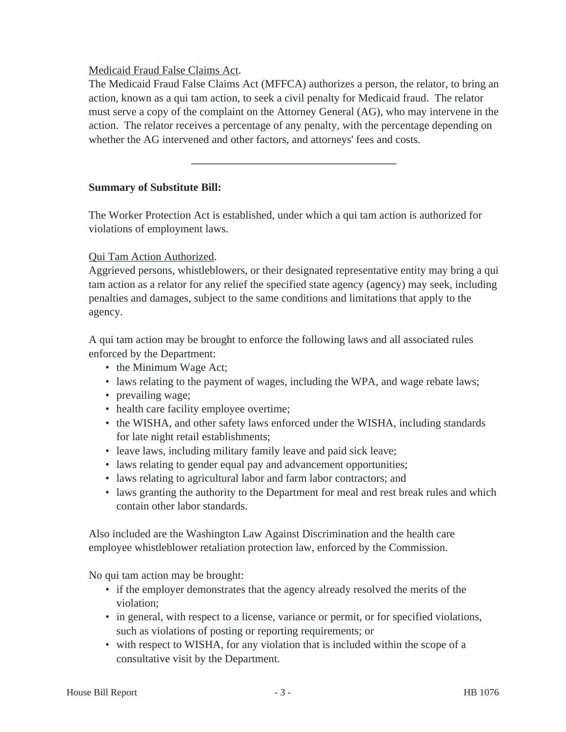Medicaid Fraud False Claims Act.

The Medicaid Fraud False Claims Act (MFFCA) authorizes a person, the relator, to bring an action, known as a qui tam action, to seek a civil penalty for Medicaid fraud. The relator must serve a copy of the complaint on the Attorney General (AG), who may intervene in the action. The relator receives a percentage of any penalty, with the percentage depending on whether the AG intervened and other factors, and attorneys' fees and costs.

---

**Summary of Substitute Bill:**

The Worker Protection Act is established, under which a qui tam action is authorized for violations of employment laws.

Qui Tam Action Authorized.

Aggrieved persons, whistleblowers, or their designated representative entity may bring a qui tam action as a relator for any relief the specified state agency (agency) may seek, including penalties and damages, subject to the same conditions and limitations that apply to the agency.

A qui tam action may be brought to enforce the following laws and all associated rules enforced by the Department:

- the Minimum Wage Act;
- laws relating to the payment of wages, including the WPA, and wage rebate laws;
- prevailing wage;
- health care facility employee overtime;
- the WISHA, and other safety laws enforced under the WISHA, including standards for late night retail establishments;
- leave laws, including military family leave and paid sick leave;
- laws relating to gender equal pay and advancement opportunities;
- laws relating to agricultural labor and farm labor contractors; and
- laws granting the authority to the Department for meal and rest break rules and which contain other labor standards.

Also included are the Washington Law Against Discrimination and the health care employee whistleblower retaliation protection law, enforced by the Commission.

No qui tam action may be brought:

- if the employer demonstrates that the agency already resolved the merits of the violation;
- in general, with respect to a license, variance or permit, or for specified violations, such as violations of posting or reporting requirements; or
- with respect to WISHA, for any violation that is included within the scope of a consultative visit by the Department.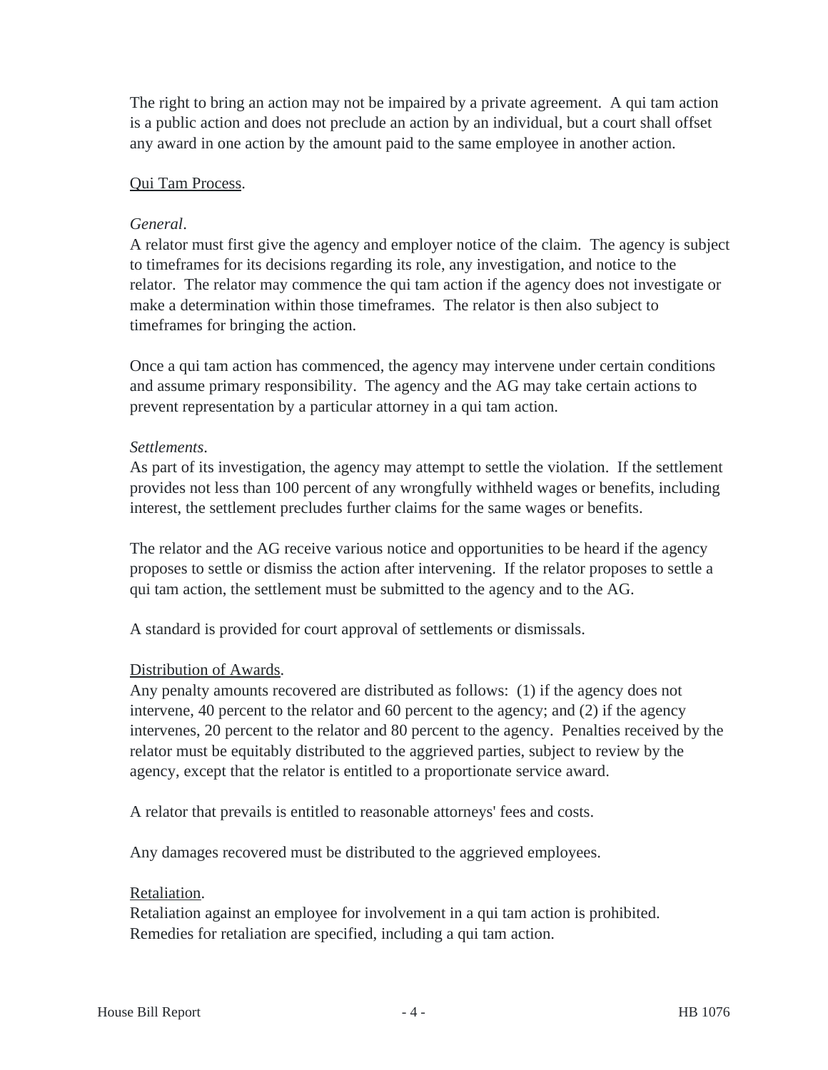The right to bring an action may not be impaired by a private agreement. A qui tam action is a public action and does not preclude an action by an individual, but a court shall offset any award in one action by the amount paid to the same employee in another action.

Qui Tam Process.

*General*.
A relator must first give the agency and employer notice of the claim. The agency is subject to timeframes for its decisions regarding its role, any investigation, and notice to the relator. The relator may commence the qui tam action if the agency does not investigate or make a determination within those timeframes. The relator is then also subject to timeframes for bringing the action.

Once a qui tam action has commenced, the agency may intervene under certain conditions and assume primary responsibility. The agency and the AG may take certain actions to prevent representation by a particular attorney in a qui tam action.

*Settlements*.
As part of its investigation, the agency may attempt to settle the violation. If the settlement provides not less than 100 percent of any wrongfully withheld wages or benefits, including interest, the settlement precludes further claims for the same wages or benefits.

The relator and the AG receive various notice and opportunities to be heard if the agency proposes to settle or dismiss the action after intervening. If the relator proposes to settle a qui tam action, the settlement must be submitted to the agency and to the AG.

A standard is provided for court approval of settlements or dismissals.

Distribution of Awards.
Any penalty amounts recovered are distributed as follows: (1) if the agency does not intervene, 40 percent to the relator and 60 percent to the agency; and (2) if the agency intervenes, 20 percent to the relator and 80 percent to the agency. Penalties received by the relator must be equitably distributed to the aggrieved parties, subject to review by the agency, except that the relator is entitled to a proportionate service award.

A relator that prevails is entitled to reasonable attorneys' fees and costs.

Any damages recovered must be distributed to the aggrieved employees.

Retaliation.
Retaliation against an employee for involvement in a qui tam action is prohibited. Remedies for retaliation are specified, including a qui tam action.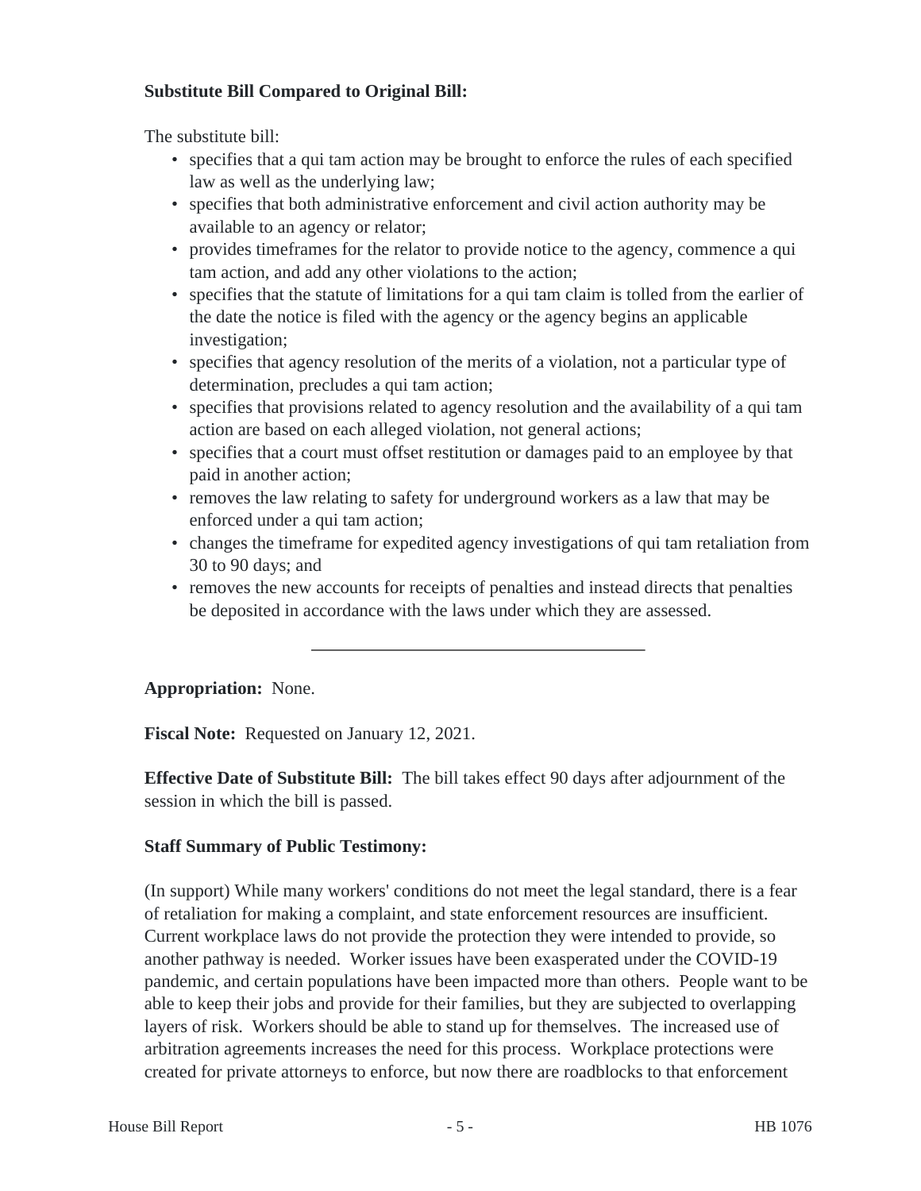**Substitute Bill Compared to Original Bill:**

The substitute bill:

- specifies that a qui tam action may be brought to enforce the rules of each specified law as well as the underlying law;
- specifies that both administrative enforcement and civil action authority may be available to an agency or relator;
- provides timeframes for the relator to provide notice to the agency, commence a qui tam action, and add any other violations to the action;
- specifies that the statute of limitations for a qui tam claim is tolled from the earlier of the date the notice is filed with the agency or the agency begins an applicable investigation;
- specifies that agency resolution of the merits of a violation, not a particular type of determination, precludes a qui tam action;
- specifies that provisions related to agency resolution and the availability of a qui tam action are based on each alleged violation, not general actions;
- specifies that a court must offset restitution or damages paid to an employee by that paid in another action;
- removes the law relating to safety for underground workers as a law that may be enforced under a qui tam action;
- changes the timeframe for expedited agency investigations of qui tam retaliation from 30 to 90 days; and
- removes the new accounts for receipts of penalties and instead directs that penalties be deposited in accordance with the laws under which they are assessed.

---

**Appropriation:** None.

**Fiscal Note:** Requested on January 12, 2021.

**Effective Date of Substitute Bill:** The bill takes effect 90 days after adjournment of the session in which the bill is passed.

**Staff Summary of Public Testimony:**

(In support) While many workers' conditions do not meet the legal standard, there is a fear of retaliation for making a complaint, and state enforcement resources are insufficient. Current workplace laws do not provide the protection they were intended to provide, so another pathway is needed. Worker issues have been exasperated under the COVID-19 pandemic, and certain populations have been impacted more than others. People want to be able to keep their jobs and provide for their families, but they are subjected to overlapping layers of risk. Workers should be able to stand up for themselves. The increased use of arbitration agreements increases the need for this process. Workplace protections were created for private attorneys to enforce, but now there are roadblocks to that enforcement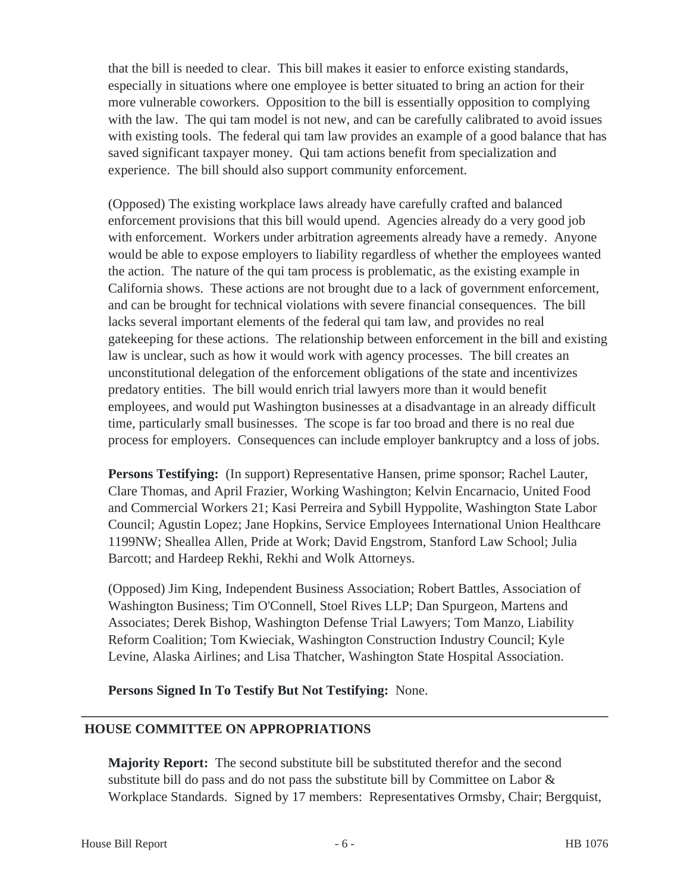that the bill is needed to clear. This bill makes it easier to enforce existing standards, especially in situations where one employee is better situated to bring an action for their more vulnerable coworkers. Opposition to the bill is essentially opposition to complying with the law. The qui tam model is not new, and can be carefully calibrated to avoid issues with existing tools. The federal qui tam law provides an example of a good balance that has saved significant taxpayer money. Qui tam actions benefit from specialization and experience. The bill should also support community enforcement.

(Opposed) The existing workplace laws already have carefully crafted and balanced enforcement provisions that this bill would upend. Agencies already do a very good job with enforcement. Workers under arbitration agreements already have a remedy. Anyone would be able to expose employers to liability regardless of whether the employees wanted the action. The nature of the qui tam process is problematic, as the existing example in California shows. These actions are not brought due to a lack of government enforcement, and can be brought for technical violations with severe financial consequences. The bill lacks several important elements of the federal qui tam law, and provides no real gatekeeping for these actions. The relationship between enforcement in the bill and existing law is unclear, such as how it would work with agency processes. The bill creates an unconstitutional delegation of the enforcement obligations of the state and incentivizes predatory entities. The bill would enrich trial lawyers more than it would benefit employees, and would put Washington businesses at a disadvantage in an already difficult time, particularly small businesses. The scope is far too broad and there is no real due process for employers. Consequences can include employer bankruptcy and a loss of jobs.

**Persons Testifying:** (In support) Representative Hansen, prime sponsor; Rachel Lauter, Clare Thomas, and April Frazier, Working Washington; Kelvin Encarnacio, United Food and Commercial Workers 21; Kasi Perreira and Sybill Hyppolite, Washington State Labor Council; Agustin Lopez; Jane Hopkins, Service Employees International Union Healthcare 1199NW; Sheallea Allen, Pride at Work; David Engstrom, Stanford Law School; Julia Barcott; and Hardeep Rekhi, Rekhi and Wolk Attorneys.

(Opposed) Jim King, Independent Business Association; Robert Battles, Association of Washington Business; Tim O'Connell, Stoel Rives LLP; Dan Spurgeon, Martens and Associates; Derek Bishop, Washington Defense Trial Lawyers; Tom Manzo, Liability Reform Coalition; Tom Kwieciak, Washington Construction Industry Council; Kyle Levine, Alaska Airlines; and Lisa Thatcher, Washington State Hospital Association.

**Persons Signed In To Testify But Not Testifying:** None.

---

## HOUSE COMMITTEE ON APPROPRIATIONS

**Majority Report:** The second substitute bill be substituted therefor and the second substitute bill do pass and do not pass the substitute bill by Committee on Labor & Workplace Standards. Signed by 17 members: Representatives Ormsby, Chair; Bergquist,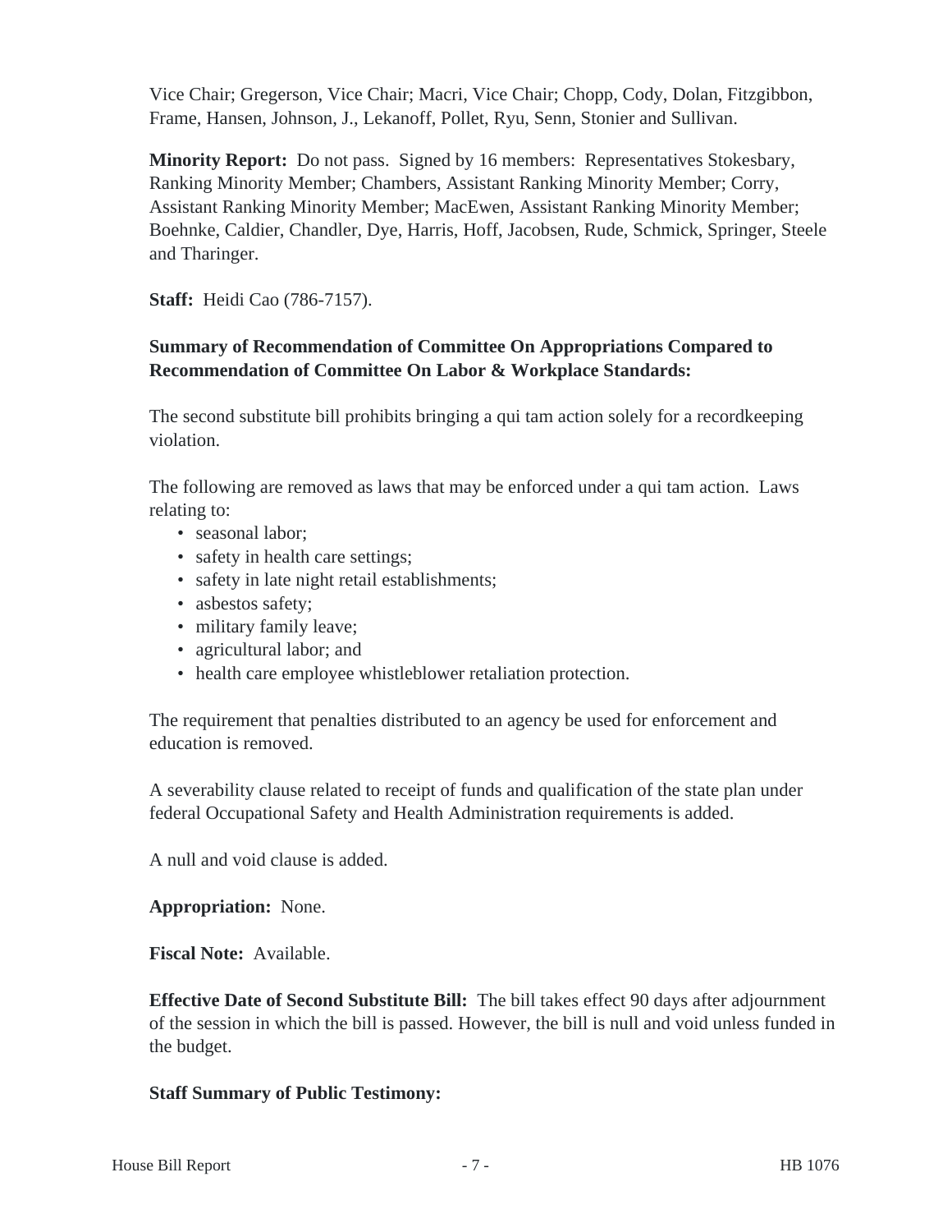Vice Chair; Gregerson, Vice Chair; Macri, Vice Chair; Chopp, Cody, Dolan, Fitzgibbon, Frame, Hansen, Johnson, J., Lekanoff, Pollet, Ryu, Senn, Stonier and Sullivan.

**Minority Report:** Do not pass. Signed by 16 members: Representatives Stokesbary, Ranking Minority Member; Chambers, Assistant Ranking Minority Member; Corry, Assistant Ranking Minority Member; MacEwen, Assistant Ranking Minority Member; Boehnke, Caldier, Chandler, Dye, Harris, Hoff, Jacobsen, Rude, Schmick, Springer, Steele and Tharinger.

**Staff:** Heidi Cao (786-7157).

**Summary of Recommendation of Committee On Appropriations Compared to Recommendation of Committee On Labor & Workplace Standards:**

The second substitute bill prohibits bringing a qui tam action solely for a recordkeeping violation.

The following are removed as laws that may be enforced under a qui tam action. Laws relating to:

- seasonal labor;
- safety in health care settings;
- safety in late night retail establishments;
- asbestos safety;
- military family leave;
- agricultural labor; and
- health care employee whistleblower retaliation protection.

The requirement that penalties distributed to an agency be used for enforcement and education is removed.

A severability clause related to receipt of funds and qualification of the state plan under federal Occupational Safety and Health Administration requirements is added.

A null and void clause is added.

**Appropriation:** None.

**Fiscal Note:** Available.

**Effective Date of Second Substitute Bill:** The bill takes effect 90 days after adjournment of the session in which the bill is passed. However, the bill is null and void unless funded in the budget.

**Staff Summary of Public Testimony:**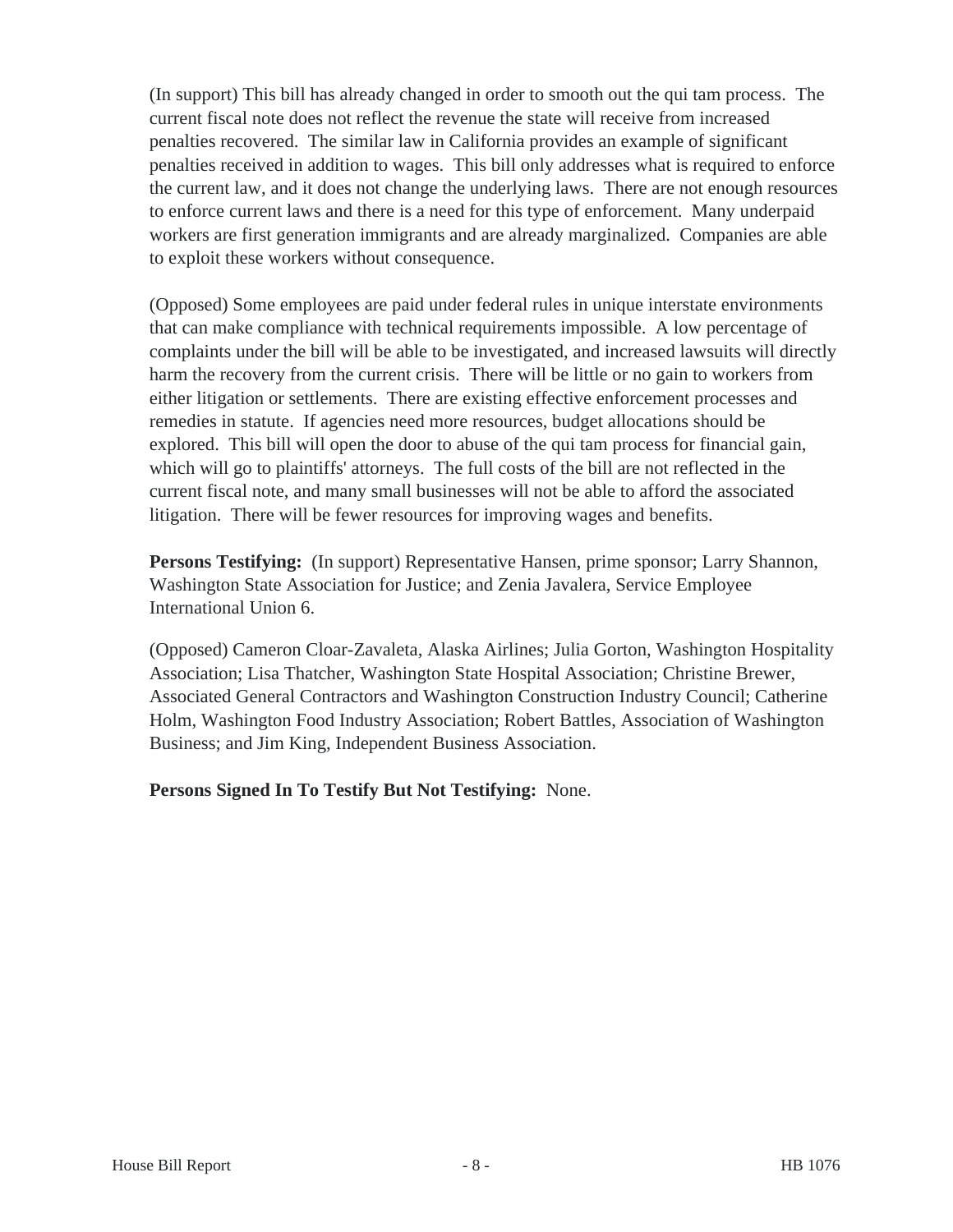(In support) This bill has already changed in order to smooth out the qui tam process. The current fiscal note does not reflect the revenue the state will receive from increased penalties recovered. The similar law in California provides an example of significant penalties received in addition to wages. This bill only addresses what is required to enforce the current law, and it does not change the underlying laws. There are not enough resources to enforce current laws and there is a need for this type of enforcement. Many underpaid workers are first generation immigrants and are already marginalized. Companies are able to exploit these workers without consequence.

(Opposed) Some employees are paid under federal rules in unique interstate environments that can make compliance with technical requirements impossible. A low percentage of complaints under the bill will be able to be investigated, and increased lawsuits will directly harm the recovery from the current crisis. There will be little or no gain to workers from either litigation or settlements. There are existing effective enforcement processes and remedies in statute. If agencies need more resources, budget allocations should be explored. This bill will open the door to abuse of the qui tam process for financial gain, which will go to plaintiffs' attorneys. The full costs of the bill are not reflected in the current fiscal note, and many small businesses will not be able to afford the associated litigation. There will be fewer resources for improving wages and benefits.

**Persons Testifying:** (In support) Representative Hansen, prime sponsor; Larry Shannon, Washington State Association for Justice; and Zenia Javalera, Service Employee International Union 6.

(Opposed) Cameron Cloar-Zavaleta, Alaska Airlines; Julia Gorton, Washington Hospitality Association; Lisa Thatcher, Washington State Hospital Association; Christine Brewer, Associated General Contractors and Washington Construction Industry Council; Catherine Holm, Washington Food Industry Association; Robert Battles, Association of Washington Business; and Jim King, Independent Business Association.

**Persons Signed In To Testify But Not Testifying:** None.